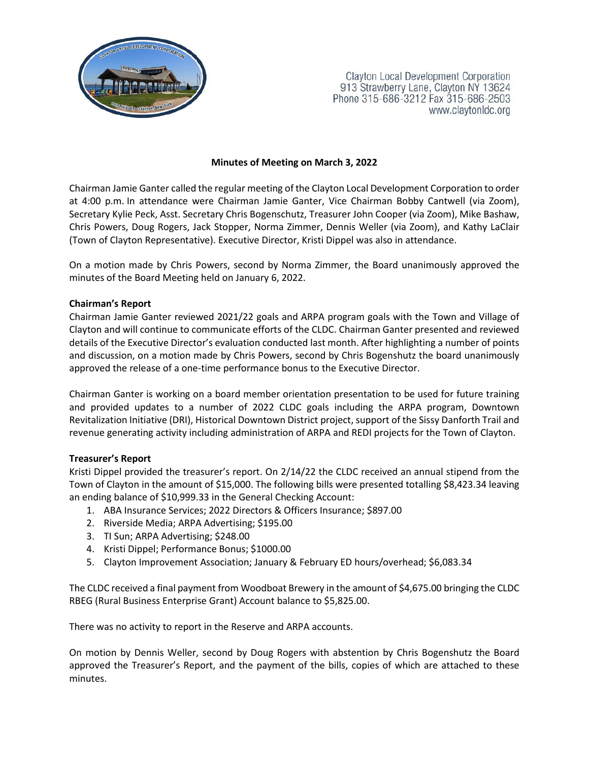Clayton Local Development Corporation
913 Strawberry Lane, Clayton NY 13624
Phone 315-686-3212 Fax 315-686-2503
www.claytonldc.org

**Minutes of Meeting on March 3, 2022**

Chairman Jamie Ganter called the regular meeting of the Clayton Local Development Corporation to order at 4:00 p.m. In attendance were Chairman Jamie Ganter, Vice Chairman Bobby Cantwell (via Zoom), Secretary Kylie Peck, Asst. Secretary Chris Bogenschutz, Treasurer John Cooper (via Zoom), Mike Bashaw, Chris Powers, Doug Rogers, Jack Stopper, Norma Zimmer, Dennis Weller (via Zoom), and Kathy LaClair (Town of Clayton Representative). Executive Director, Kristi Dippel was also in attendance.

On a motion made by Chris Powers, second by Norma Zimmer, the Board unanimously approved the minutes of the Board Meeting held on January 6, 2022.

**Chairman's Report**

Chairman Jamie Ganter reviewed 2021/22 goals and ARPA program goals with the Town and Village of Clayton and will continue to communicate efforts of the CLDC. Chairman Ganter presented and reviewed details of the Executive Director's evaluation conducted last month. After highlighting a number of points and discussion, on a motion made by Chris Powers, second by Chris Bogenshutz the board unanimously approved the release of a one-time performance bonus to the Executive Director.

Chairman Ganter is working on a board member orientation presentation to be used for future training and provided updates to a number of 2022 CLDC goals including the ARPA program, Downtown Revitalization Initiative (DRI), Historical Downtown District project, support of the Sissy Danforth Trail and revenue generating activity including administration of ARPA and REDI projects for the Town of Clayton.

**Treasurer's Report**

Kristi Dippel provided the treasurer's report. On 2/14/22 the CLDC received an annual stipend from the Town of Clayton in the amount of $15,000. The following bills were presented totalling $8,423.34 leaving an ending balance of $10,999.33 in the General Checking Account:

1. ABA Insurance Services; 2022 Directors & Officers Insurance; $897.00
2. Riverside Media; ARPA Advertising; $195.00
3. TI Sun; ARPA Advertising; $248.00
4. Kristi Dippel; Performance Bonus; $1000.00
5. Clayton Improvement Association; January & February ED hours/overhead; $6,083.34

The CLDC received a final payment from Woodboat Brewery in the amount of $4,675.00 bringing the CLDC RBEG (Rural Business Enterprise Grant) Account balance to $5,825.00.

There was no activity to report in the Reserve and ARPA accounts.

On motion by Dennis Weller, second by Doug Rogers with abstention by Chris Bogenshutz the Board approved the Treasurer's Report, and the payment of the bills, copies of which are attached to these minutes.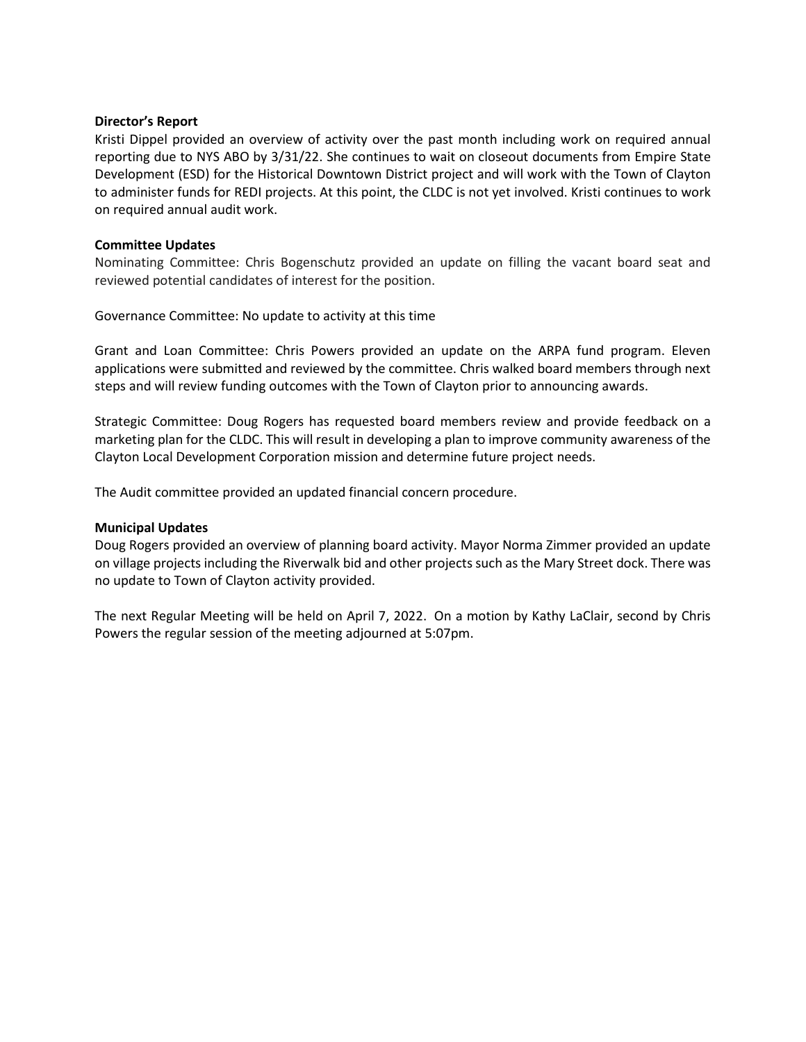**Director's Report**

Kristi Dippel provided an overview of activity over the past month including work on required annual reporting due to NYS ABO by 3/31/22. She continues to wait on closeout documents from Empire State Development (ESD) for the Historical Downtown District project and will work with the Town of Clayton to administer funds for REDI projects. At this point, the CLDC is not yet involved. Kristi continues to work on required annual audit work.

**Committee Updates**

Nominating Committee: Chris Bogenschutz provided an update on filling the vacant board seat and reviewed potential candidates of interest for the position.

Governance Committee: No update to activity at this time

Grant and Loan Committee: Chris Powers provided an update on the ARPA fund program. Eleven applications were submitted and reviewed by the committee. Chris walked board members through next steps and will review funding outcomes with the Town of Clayton prior to announcing awards.

Strategic Committee: Doug Rogers has requested board members review and provide feedback on a marketing plan for the CLDC. This will result in developing a plan to improve community awareness of the Clayton Local Development Corporation mission and determine future project needs.

The Audit committee provided an updated financial concern procedure.

**Municipal Updates**

Doug Rogers provided an overview of planning board activity. Mayor Norma Zimmer provided an update on village projects including the Riverwalk bid and other projects such as the Mary Street dock. There was no update to Town of Clayton activity provided.

The next Regular Meeting will be held on April 7, 2022. On a motion by Kathy LaClair, second by Chris Powers the regular session of the meeting adjourned at 5:07pm.